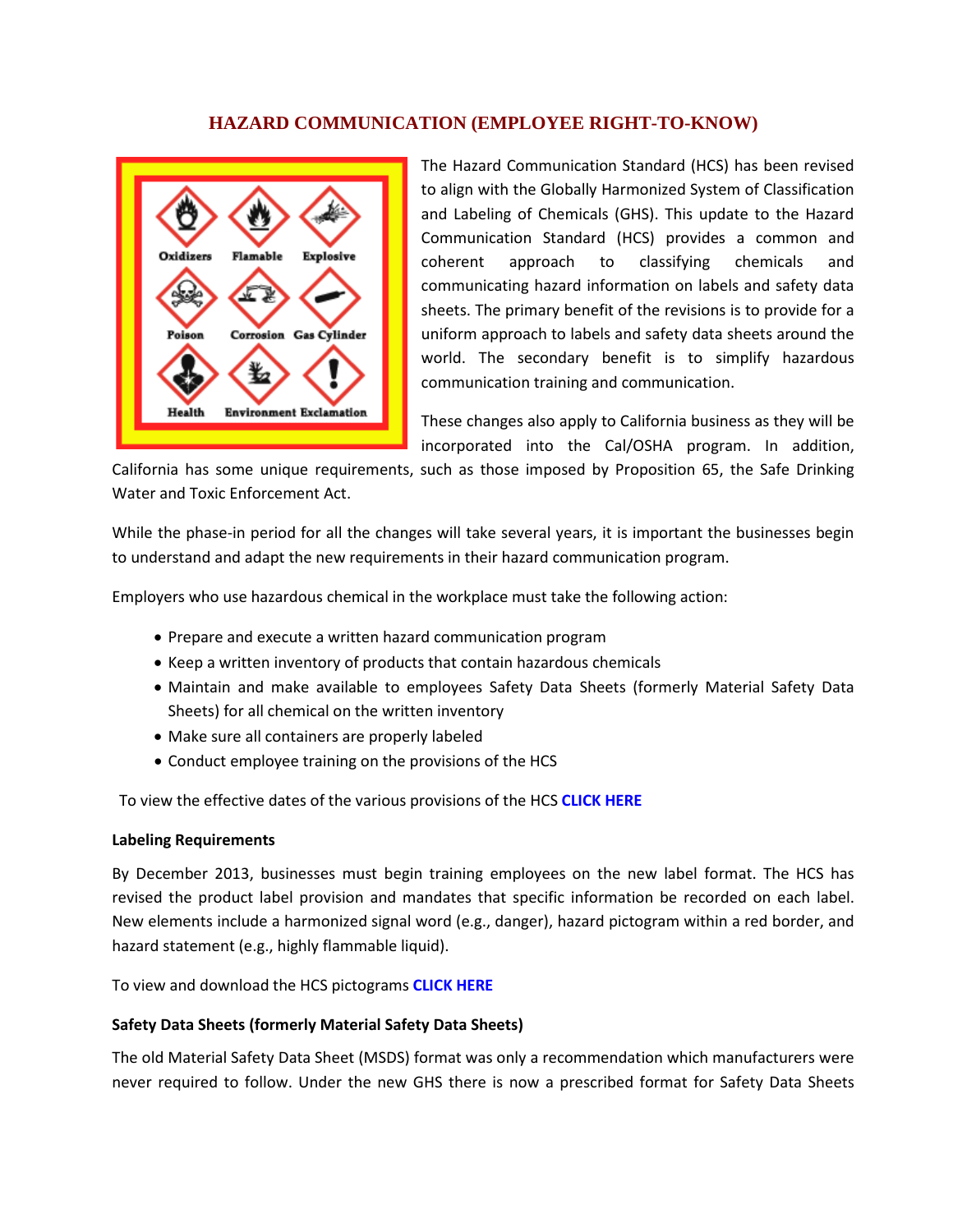# HAZARD COMMUNICATION (EMPLOYEE RIGHT-TO-KNOW)

The Hazard Communication Standard (HCS) has been revised to align with the Globally Harmonized System of Classification and Labeling of Chemicals (GHS). This update to the Hazard Communication Standard (HCS) provides a common and coherent approach to classifying chemicals and communicating hazard information on labels and safety data sheets. The primary benefit of the revisions is to provide for a uniform approach to labels and safety data sheets around the world. The secondary benefit is to simplify hazardous communication training and communication.

These changes also apply to California business as they will be incorporated into the Cal/OSHA program. In addition, California has some unique requirements, such as those imposed by Proposition 65, the Safe Drinking Water and Toxic Enforcement Act.

While the phase-in period for all the changes will take several years, it is important the businesses begin to understand and adapt the new requirements in their hazard communication program.

Employers who use hazardous chemical in the workplace must take the following action:

- Prepare and execute a written hazard communication program
- Keep a written inventory of products that contain hazardous chemicals
- Maintain and make available to employees Safety Data Sheets (formerly Material Safety Data Sheets) for all chemical on the written inventory
- Make sure all containers are properly labeled
- Conduct employee training on the provisions of the HCS

To view the effective dates of the various provisions of the HCS **CLICK HERE**

**Labeling Requirements**

By December 2013, businesses must begin training employees on the new label format. The HCS has revised the product label provision and mandates that specific information be recorded on each label. New elements include a harmonized signal word (e.g., danger), hazard pictogram within a red border, and hazard statement (e.g., highly flammable liquid).

To view and download the HCS pictograms **CLICK HERE**

**Safety Data Sheets (formerly Material Safety Data Sheets)**

The old Material Safety Data Sheet (MSDS) format was only a recommendation which manufacturers were never required to follow. Under the new GHS there is now a prescribed format for Safety Data Sheets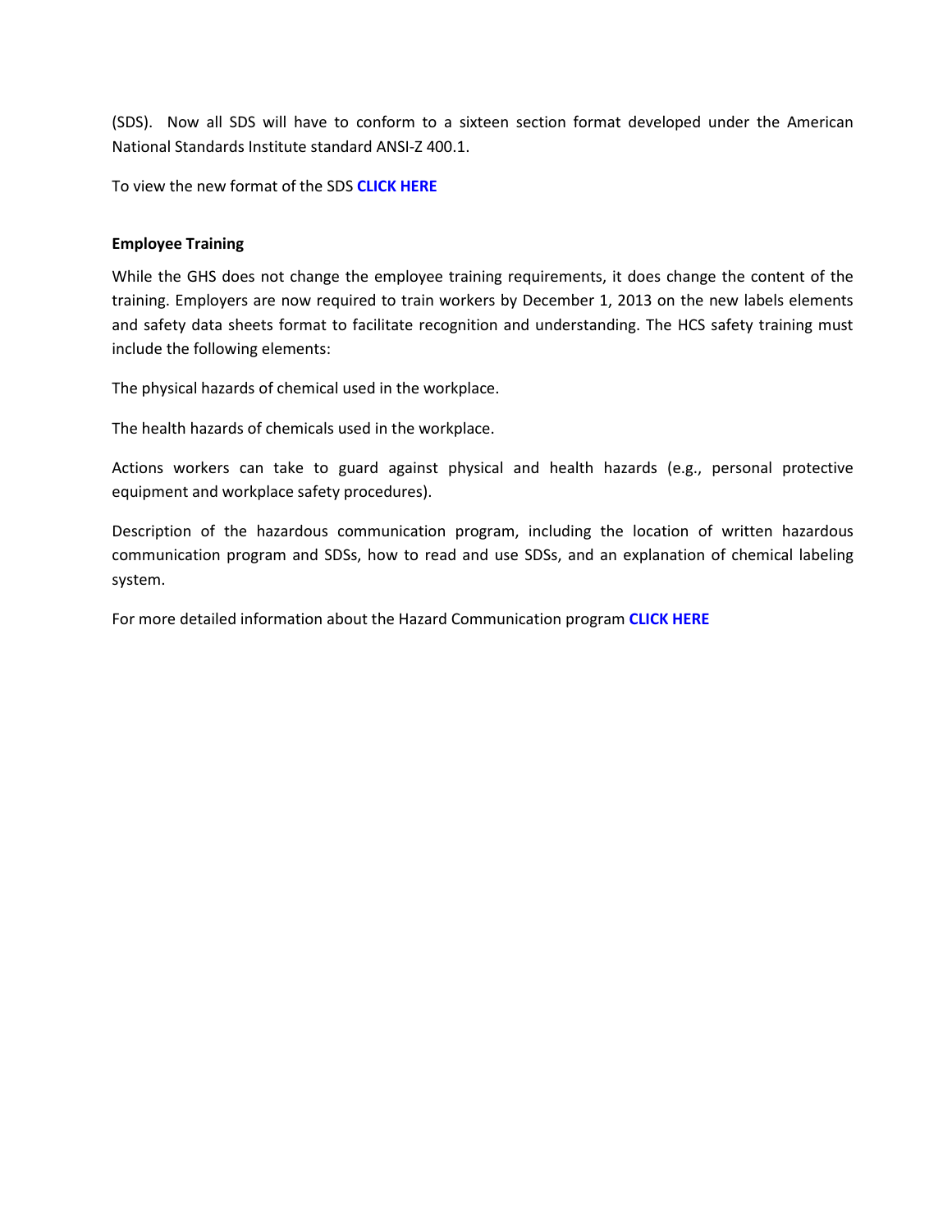(SDS). Now all SDS will have to conform to a sixteen section format developed under the American National Standards Institute standard ANSI-Z 400.1.

To view the new format of the SDS **CLICK HERE**

**Employee Training**

While the GHS does not change the employee training requirements, it does change the content of the training. Employers are now required to train workers by December 1, 2013 on the new labels elements and safety data sheets format to facilitate recognition and understanding. The HCS safety training must include the following elements:

The physical hazards of chemical used in the workplace.

The health hazards of chemicals used in the workplace.

Actions workers can take to guard against physical and health hazards (e.g., personal protective equipment and workplace safety procedures).

Description of the hazardous communication program, including the location of written hazardous communication program and SDSs, how to read and use SDSs, and an explanation of chemical labeling system.

For more detailed information about the Hazard Communication program **CLICK HERE**